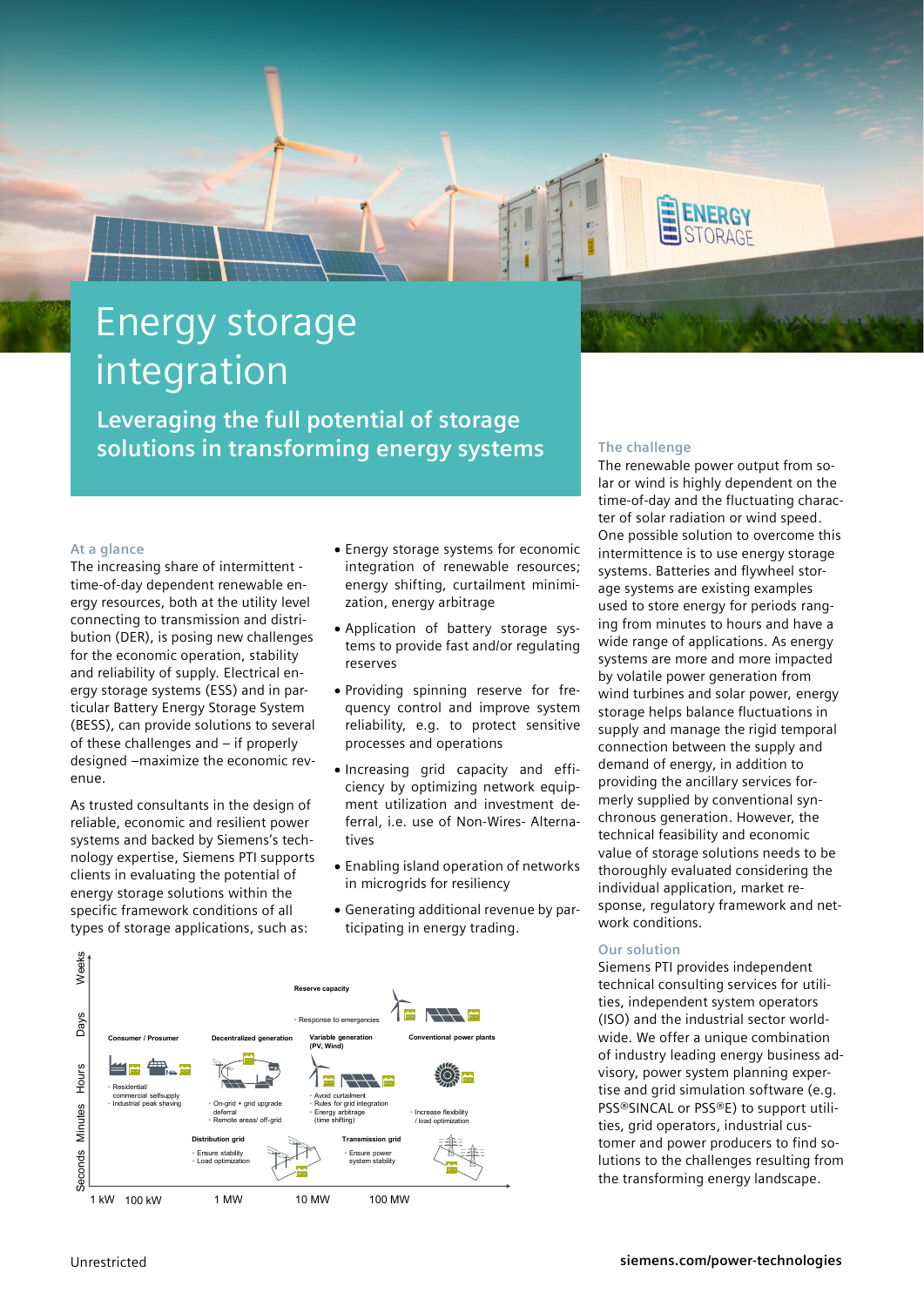# Energy storage integration

## Leveraging the full potential of storage solutions in transforming energy systems

### At a glance

The increasing share of intermittent - time-of-day dependent renewable energy resources, both at the utility level connecting to transmission and distribution (DER), is posing new challenges for the economic operation, stability and reliability of supply. Electrical energy storage systems (ESS) and in particular Battery Energy Storage System (BESS), can provide solutions to several of these challenges and – if properly designed –maximize the economic revenue.

As trusted consultants in the design of reliable, economic and resilient power systems and backed by Siemens's technology expertise, Siemens PTI supports clients in evaluating the potential of energy storage solutions within the specific framework conditions of all types of storage applications, such as:

- Energy storage systems for economic integration of renewable resources; energy shifting, curtailment minimization, energy arbitrage
- Application of battery storage systems to provide fast and/or regulating reserves
- Providing spinning reserve for frequency control and improve system reliability, e.g. to protect sensitive processes and operations
- Increasing grid capacity and efficiency by optimizing network equipment utilization and investment deferral, i.e. use of Non-Wires- Alternatives
- Enabling island operation of networks in microgrids for resiliency
- Generating additional revenue by participating in energy trading.

### The challenge

The renewable power output from solar or wind is highly dependent on the time-of-day and the fluctuating character of solar radiation or wind speed. One possible solution to overcome this intermittence is to use energy storage systems. Batteries and flywheel storage systems are existing examples used to store energy for periods ranging from minutes to hours and have a wide range of applications. As energy systems are more and more impacted by volatile power generation from wind turbines and solar power, energy storage helps balance fluctuations in supply and manage the rigid temporal connection between the supply and demand of energy, in addition to providing the ancillary services formerly supplied by conventional synchronous generation. However, the technical feasibility and economic value of storage solutions needs to be thoroughly evaluated considering the individual application, market response, regulatory framework and network conditions.

### Our solution

Siemens PTI provides independent technical consulting services for utilities, independent system operators (ISO) and the industrial sector worldwide. We offer a unique combination of industry leading energy business advisory, power system planning expertise and grid simulation software (e.g. PSS®SINCAL or PSS®E) to support utilities, grid operators, industrial customer and power producers to find solutions to the challenges resulting from the transforming energy landscape.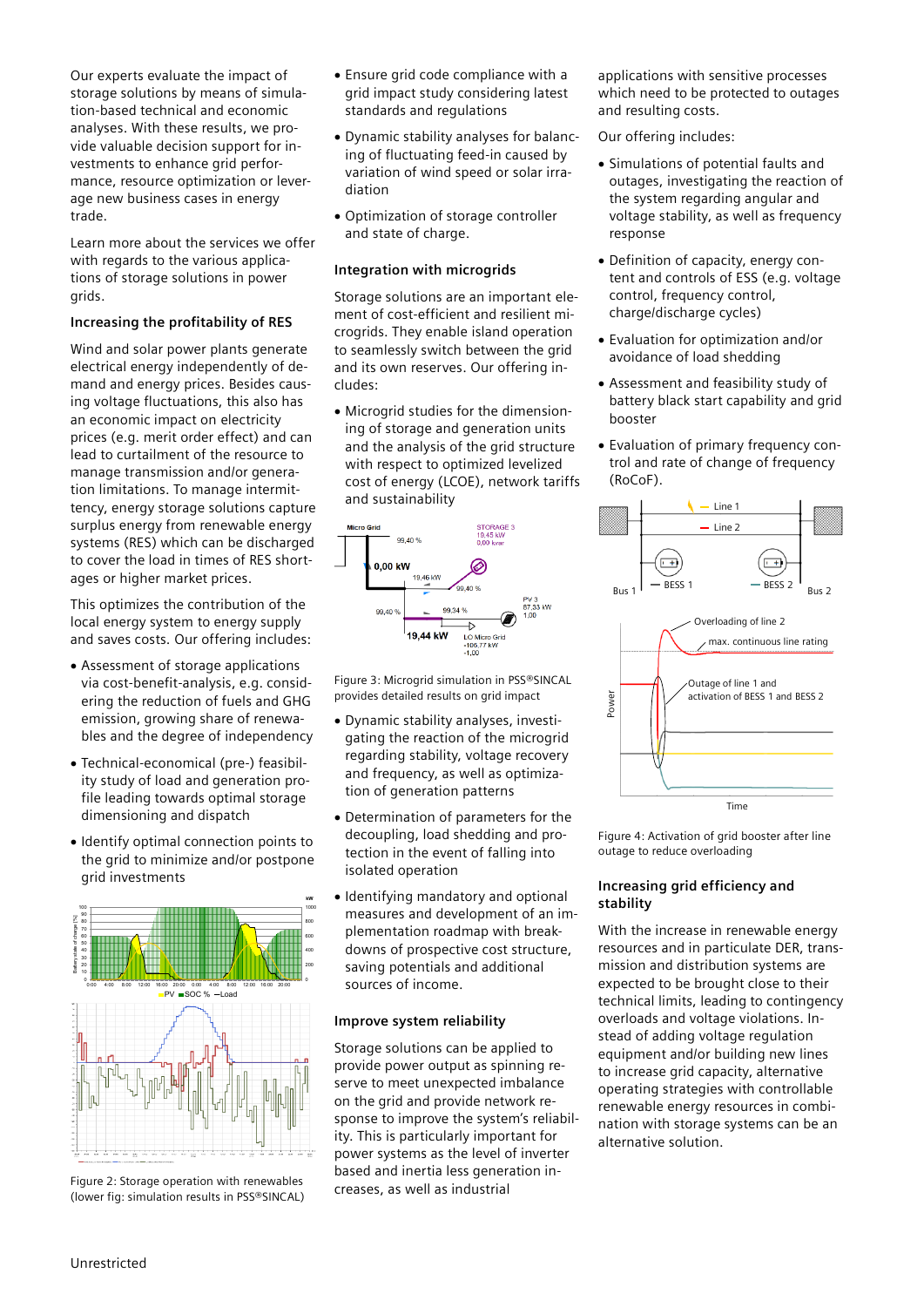Our experts evaluate the impact of storage solutions by means of simulation-based technical and economic analyses. With these results, we provide valuable decision support for investments to enhance grid performance, resource optimization or leverage new business cases in energy trade.

Learn more about the services we offer with regards to the various applications of storage solutions in power grids.

### Increasing the profitability of RES

Wind and solar power plants generate electrical energy independently of demand and energy prices. Besides causing voltage fluctuations, this also has an economic impact on electricity prices (e.g. merit order effect) and can lead to curtailment of the resource to manage transmission and/or generation limitations. To manage intermittency, energy storage solutions capture surplus energy from renewable energy systems (RES) which can be discharged to cover the load in times of RES shortages or higher market prices.

This optimizes the contribution of the local energy system to energy supply and saves costs. Our offering includes:

- Assessment of storage applications via cost-benefit-analysis, e.g. considering the reduction of fuels and GHG emission, growing share of renewables and the degree of independency
- Technical-economical (pre-) feasibility study of load and generation profile leading towards optimal storage dimensioning and dispatch
- Identify optimal connection points to the grid to minimize and/or postpone grid investments

Figure 2: Storage operation with renewables (lower fig: simulation results in PSS®SINCAL)

- Ensure grid code compliance with a grid impact study considering latest standards and regulations
- Dynamic stability analyses for balancing of fluctuating feed-in caused by variation of wind speed or solar irradiation
- Optimization of storage controller and state of charge.

### Integration with microgrids

Storage solutions are an important element of cost-efficient and resilient microgrids. They enable island operation to seamlessly switch between the grid and its own reserves. Our offering includes:

- Microgrid studies for the dimensioning of storage and generation units and the analysis of the grid structure with respect to optimized levelized cost of energy (LCOE), network tariffs and sustainability

Figure 3: Microgrid simulation in PSS®SINCAL provides detailed results on grid impact

- Dynamic stability analyses, investigating the reaction of the microgrid regarding stability, voltage recovery and frequency, as well as optimization of generation patterns
- Determination of parameters for the decoupling, load shedding and protection in the event of falling into isolated operation
- Identifying mandatory and optional measures and development of an implementation roadmap with breakdowns of prospective cost structure, saving potentials and additional sources of income.

### Improve system reliability

Storage solutions can be applied to provide power output as spinning reserve to meet unexpected imbalance on the grid and provide network response to improve the system's reliability. This is particularly important for power systems as the level of inverter based and inertia less generation increases, as well as industrial applications with sensitive processes which need to be protected to outages and resulting costs.

Our offering includes:

- Simulations of potential faults and outages, investigating the reaction of the system regarding angular and voltage stability, as well as frequency response
- Definition of capacity, energy content and controls of ESS (e.g. voltage control, frequency control, charge/discharge cycles)
- Evaluation for optimization and/or avoidance of load shedding
- Assessment and feasibility study of battery black start capability and grid booster
- Evaluation of primary frequency control and rate of change of frequency (RoCoF).

Figure 4: Activation of grid booster after line outage to reduce overloading

### Increasing grid efficiency and stability

With the increase in renewable energy resources and in particulate DER, transmission and distribution systems are expected to be brought close to their technical limits, leading to contingency overloads and voltage violations. Instead of adding voltage regulation equipment and/or building new lines to increase grid capacity, alternative operating strategies with controllable renewable energy resources in combination with storage systems can be an alternative solution.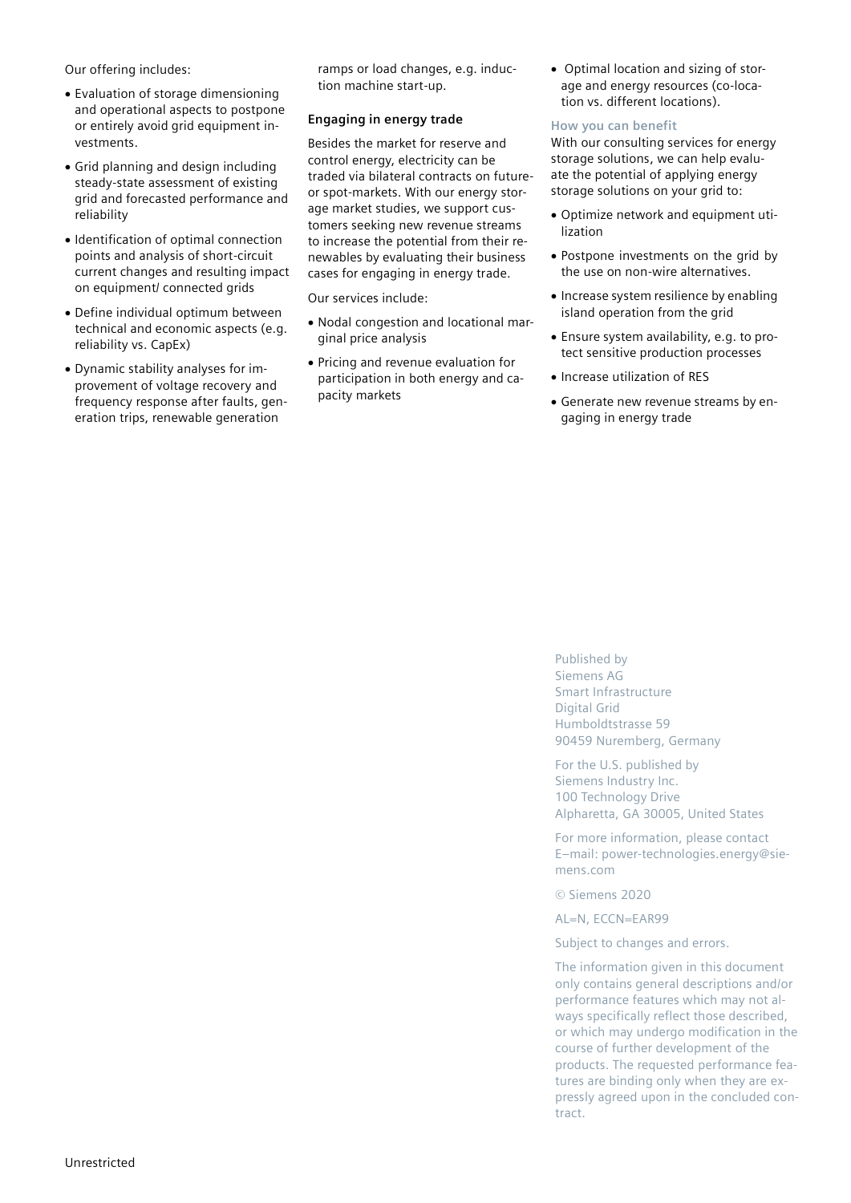Our offering includes:

- Evaluation of storage dimensioning and operational aspects to postpone or entirely avoid grid equipment investments.
- Grid planning and design including steady-state assessment of existing grid and forecasted performance and reliability
- Identification of optimal connection points and analysis of short-circuit current changes and resulting impact on equipment/ connected grids
- Define individual optimum between technical and economic aspects (e.g. reliability vs. CapEx)
- Dynamic stability analyses for improvement of voltage recovery and frequency response after faults, generation trips, renewable generation ramps or load changes, e.g. induction machine start-up.

#### Engaging in energy trade

Besides the market for reserve and control energy, electricity can be traded via bilateral contracts on future- or spot-markets. With our energy storage market studies, we support customers seeking new revenue streams to increase the potential from their renewables by evaluating their business cases for engaging in energy trade.

Our services include:

- Nodal congestion and locational marginal price analysis
- Pricing and revenue evaluation for participation in both energy and capacity markets
- Optimal location and sizing of storage and energy resources (co-location vs. different locations).

#### How you can benefit

With our consulting services for energy storage solutions, we can help evaluate the potential of applying energy storage solutions on your grid to:

- Optimize network and equipment utilization
- Postpone investments on the grid by the use on non-wire alternatives.
- Increase system resilience by enabling island operation from the grid
- Ensure system availability, e.g. to protect sensitive production processes
- Increase utilization of RES
- Generate new revenue streams by engaging in energy trade

Published by
Siemens AG
Smart Infrastructure
Digital Grid
Humboldtstrasse 59
90459 Nuremberg, Germany

For the U.S. published by
Siemens Industry Inc.
100 Technology Drive
Alpharetta, GA 30005, United States

For more information, please contact
E–mail: power-technologies.energy@siemens.com

© Siemens 2020

AL=N, ECCN=EAR99

Subject to changes and errors.

The information given in this document only contains general descriptions and/or performance features which may not always specifically reflect those described, or which may undergo modification in the course of further development of the products. The requested performance features are binding only when they are expressly agreed upon in the concluded contract.

Unrestricted